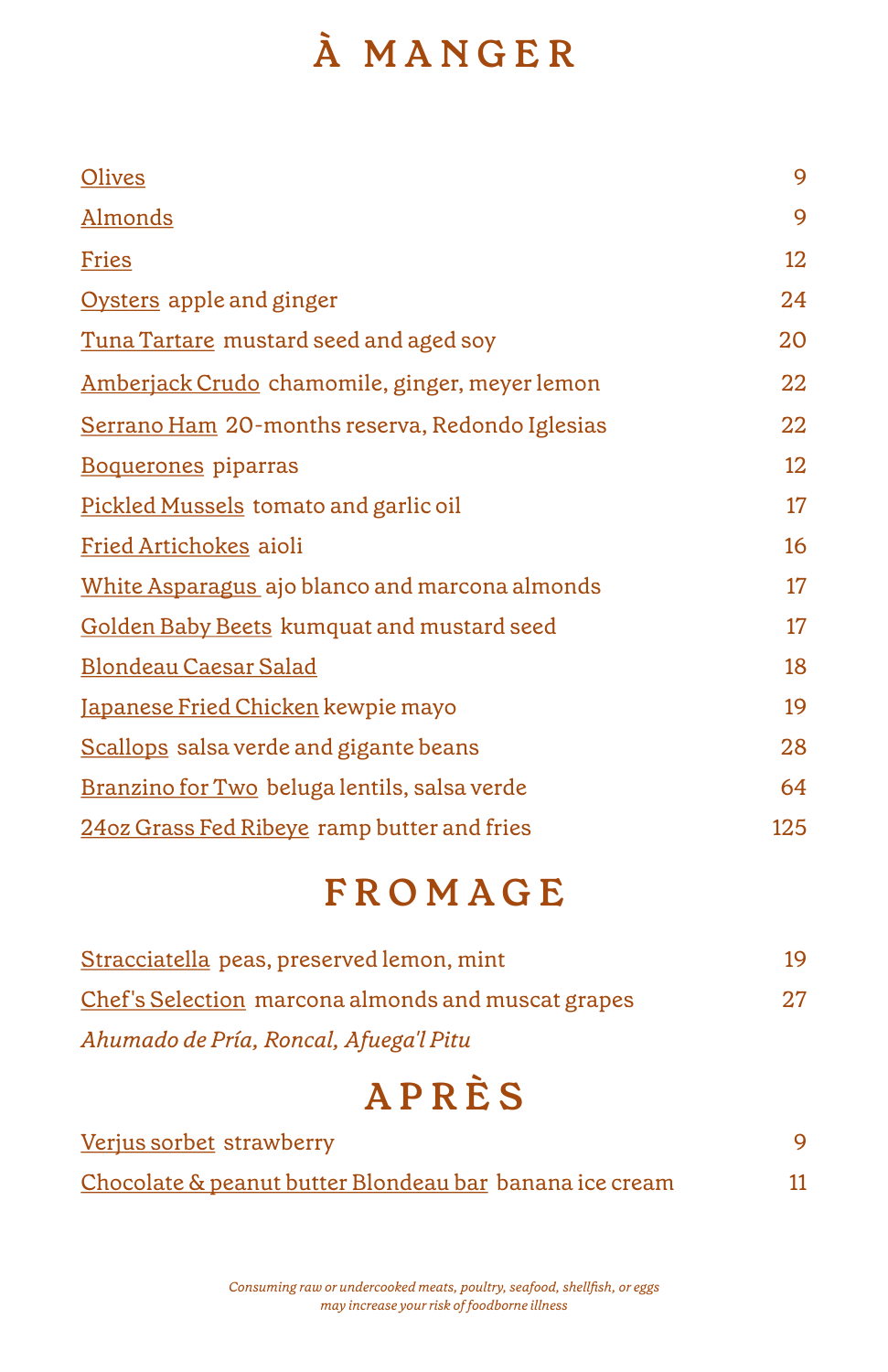# À MANGER

| | |
|---|---|
| Olives | 9 |
| Almonds | 9 |
| Fries | 12 |
| Oysters apple and ginger | 24 |
| Tuna Tartare mustard seed and aged soy | 20 |
| Amberjack Crudo chamomile, ginger, meyer lemon | 22 |
| Serrano Ham 20-months reserva, Redondo Iglesias | 22 |
| Boquerones piparras | 12 |
| Pickled Mussels tomato and garlic oil | 17 |
| Fried Artichokes aioli | 16 |
| White Asparagus ajo blanco and marcona almonds | 17 |
| Golden Baby Beets kumquat and mustard seed | 17 |
| Blondeau Caesar Salad | 18 |
| Japanese Fried Chicken kewpie mayo | 19 |
| Scallops salsa verde and gigante beans | 28 |
| Branzino for Two beluga lentils, salsa verde | 64 |
| 24oz Grass Fed Ribeye ramp butter and fries | 125 |

# FROMAGE

| | |
|---|---|
| Stracciatella peas, preserved lemon, mint | 19 |
| Chef's Selection marcona almonds and muscat grapes | 27 |

*Ahumado de Pría, Roncal, Afuega'l Pitu*

# APRÈS

| | |
|---|---|
| Verjus sorbet strawberry | 9 |
| Chocolate & peanut butter Blondeau bar banana ice cream | 11 |

*Consuming raw or undercooked meats, poultry, seafood, shellfish, or eggs may increase your risk of foodborne illness*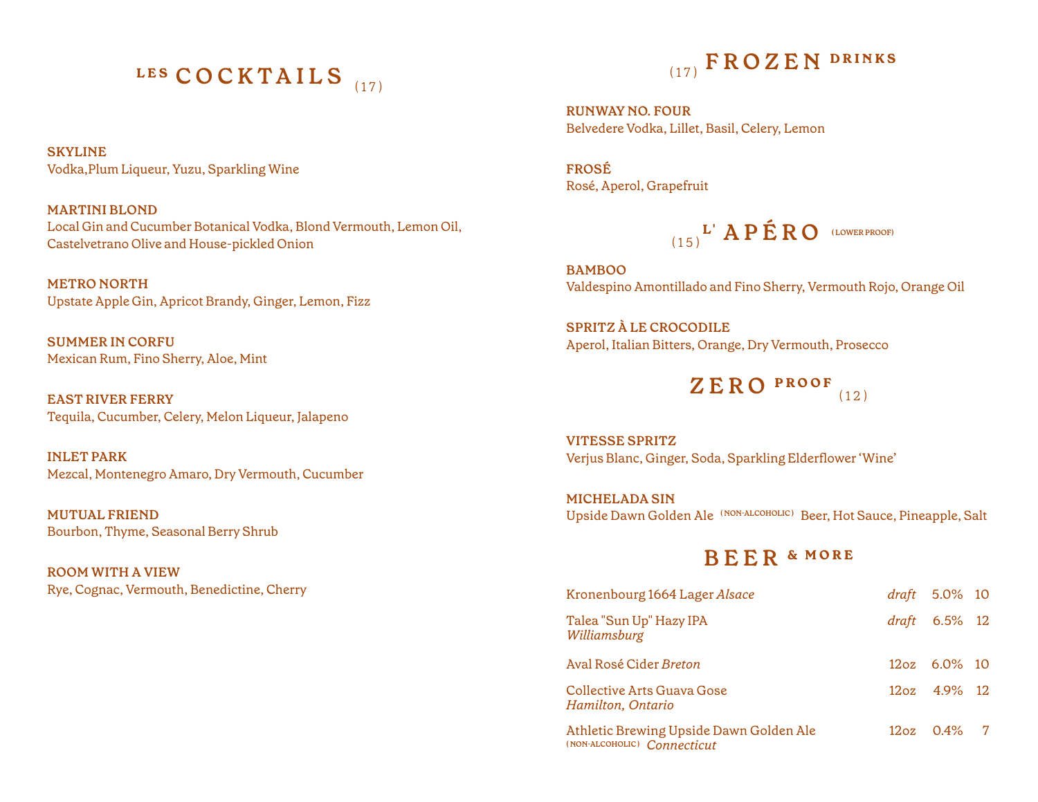## LES COCKTAILS (17)

**SKYLINE**
Vodka,Plum Liqueur, Yuzu, Sparkling Wine

**MARTINI BLOND**
Local Gin and Cucumber Botanical Vodka, Blond Vermouth, Lemon Oil, Castelvetrano Olive and House-pickled Onion

**METRO NORTH**
Upstate Apple Gin, Apricot Brandy, Ginger, Lemon, Fizz

**SUMMER IN CORFU**
Mexican Rum, Fino Sherry, Aloe, Mint

**EAST RIVER FERRY**
Tequila, Cucumber, Celery, Melon Liqueur, Jalapeno

**INLET PARK**
Mezcal, Montenegro Amaro, Dry Vermouth, Cucumber

**MUTUAL FRIEND**
Bourbon, Thyme, Seasonal Berry Shrub

**ROOM WITH A VIEW**
Rye, Cognac, Vermouth, Benedictine, Cherry

## (17) FROZEN DRINKS

**RUNWAY NO. FOUR**
Belvedere Vodka, Lillet, Basil, Celery, Lemon

**FROSÉ**
Rosé, Aperol, Grapefruit

## (15) L' APÉRO (LOWER PROOF)

**BAMBOO**
Valdespino Amontillado and Fino Sherry, Vermouth Rojo, Orange Oil

**SPRITZ À LE CROCODILE**
Aperol, Italian Bitters, Orange, Dry Vermouth, Prosecco

## ZERO PROOF (12)

**VITESSE SPRITZ**
Verjus Blanc, Ginger, Soda, Sparkling Elderflower 'Wine'

**MICHELADA SIN**
Upside Dawn Golden Ale (NON-ALCOHOLIC) Beer, Hot Sauce, Pineapple, Salt

## BEER & MORE

| | | | |
|---|---|---|---|
| Kronenbourg 1664 Lager *Alsace* | *draft* | 5.0% | 10 |
| Talea "Sun Up" Hazy IPA *Williamsburg* | *draft* | 6.5% | 12 |
| Aval Rosé Cider *Breton* | 12oz | 6.0% | 10 |
| Collective Arts Guava Gose *Hamilton, Ontario* | 12oz | 4.9% | 12 |
| Athletic Brewing Upside Dawn Golden Ale (NON-ALCOHOLIC) *Connecticut* | 12oz | 0.4% | 7 |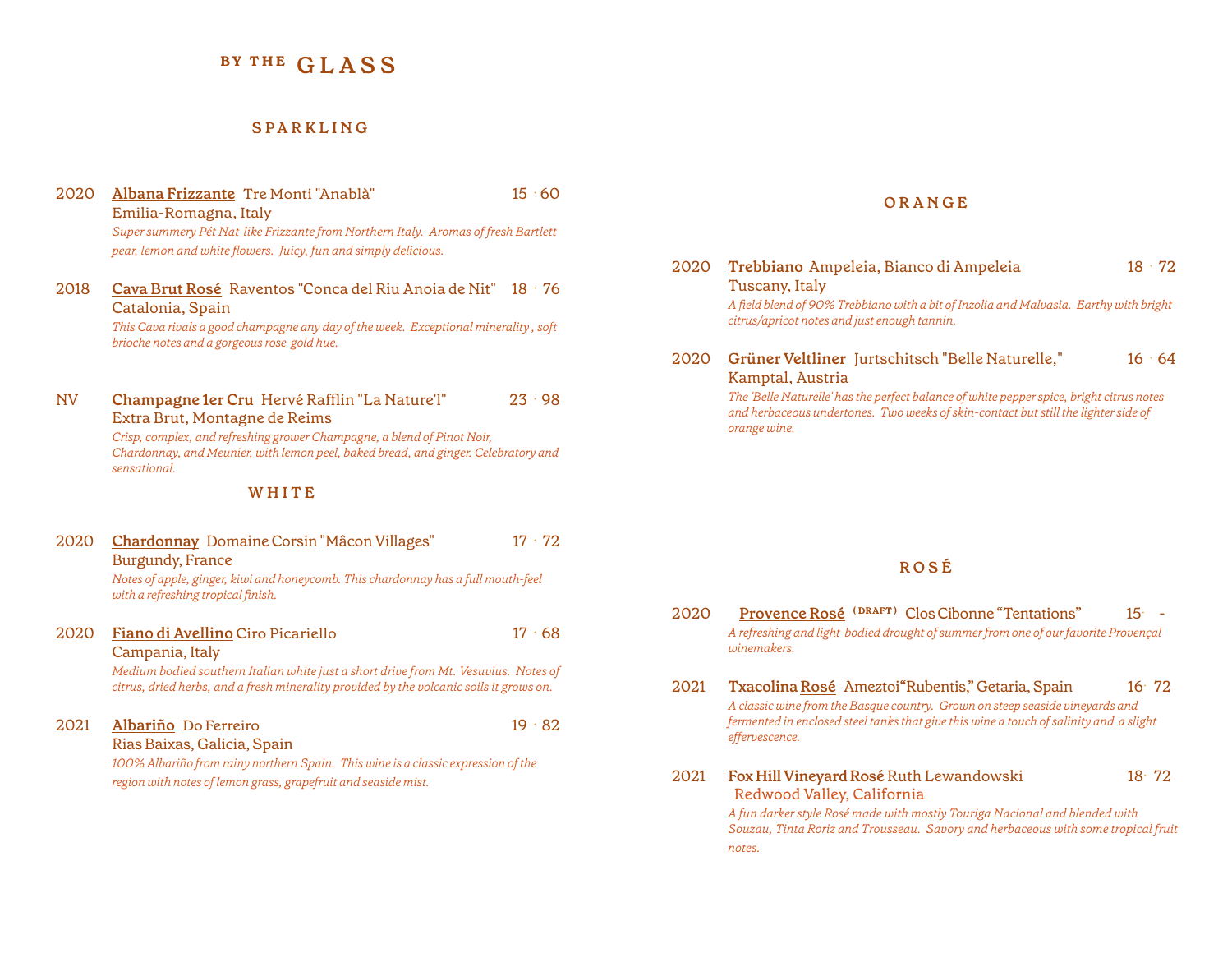# BY THE GLASS

## SPARKLING

2020 **Albana Frizzante** Tre Monti "Anablà" 15 · 60
Emilia-Romagna, Italy
*Super summery Pét Nat-like Frizzante from Northern Italy. Aromas of fresh Bartlett pear, lemon and white flowers. Juicy, fun and simply delicious.*

2018 **Cava Brut Rosé** Raventos "Conca del Riu Anoia de Nit" 18 · 76
Catalonia, Spain
*This Cava rivals a good champagne any day of the week. Exceptional minerality , soft brioche notes and a gorgeous rose-gold hue.*

NV **Champagne 1er Cru** Hervé Rafflin "La Nature'l" 23 · 98
Extra Brut, Montagne de Reims
*Crisp, complex, and refreshing grower Champagne, a blend of Pinot Noir, Chardonnay, and Meunier, with lemon peel, baked bread, and ginger. Celebratory and sensational.*

## WHITE

2020 **Chardonnay** Domaine Corsin "Mâcon Villages" 17 · 72
Burgundy, France
*Notes of apple, ginger, kiwi and honeycomb. This chardonnay has a full mouth-feel with a refreshing tropical finish.*

2020 **Fiano di Avellino** Ciro Picariello 17 · 68
Campania, Italy
*Medium bodied southern Italian white just a short drive from Mt. Vesuvius. Notes of citrus, dried herbs, and a fresh minerality provided by the volcanic soils it grows on.*

2021 **Albariño** Do Ferreiro 19 · 82
Rias Baixas, Galicia, Spain
*100% Albariño from rainy northern Spain. This wine is a classic expression of the region with notes of lemon grass, grapefruit and seaside mist.*

## ORANGE

2020 **Trebbiano** Ampeleia, Bianco di Ampeleia 18 · 72
Tuscany, Italy
*A field blend of 90% Trebbiano with a bit of Inzolia and Malvasia. Earthy with bright citrus/apricot notes and just enough tannin.*

2020 **Grüner Veltliner** Jurtschitsch "Belle Naturelle," 16 · 64
Kamptal, Austria
*The 'Belle Naturelle' has the perfect balance of white pepper spice, bright citrus notes and herbaceous undertones. Two weeks of skin-contact but still the lighter side of orange wine.*

## ROSÉ

2020 **Provence Rosé** (DRAFT) Clos Cibonne "Tentations" 15 · -
*A refreshing and light-bodied drought of summer from one of our favorite Provençal winemakers.*

2021 **Txacolina Rosé** Ameztoi "Rubentis," Getaria, Spain 16 · 72
*A classic wine from the Basque country. Grown on steep seaside vineyards and fermented in enclosed steel tanks that give this wine a touch of salinity and a slight effervescence.*

2021 **Fox Hill Vineyard Rosé** Ruth Lewandowski 18 · 72
Redwood Valley, California
*A fun darker style Rosé made with mostly Touriga Nacional and blended with Souzau, Tinta Roriz and Trousseau. Savory and herbaceous with some tropical fruit notes.*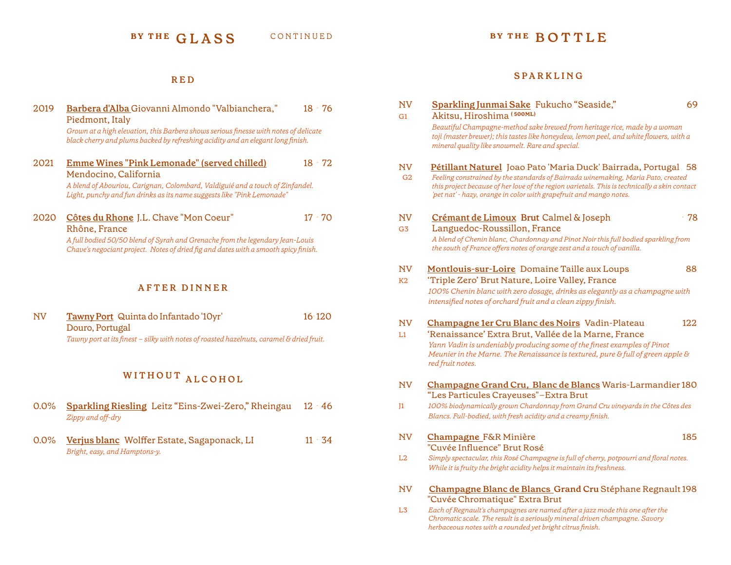# BY THE GLASS CONTINUED

## RED

2019 **Barbera d'Alba** Giovanni Almondo "Valbianchera," Piedmont, Italy — 18 · 76

*Grown at a high elevation, this Barbera shows serious finesse with notes of delicate black cherry and plums backed by refreshing acidity and an elegant long finish.*

2021 **Emme Wines "Pink Lemonade" (served chilled)** Mendocino, California — 18 · 72

*A blend of Abouriou, Carignan, Colombard, Valdiguié and a touch of Zinfandel. Light, punchy and fun drinks as its name suggests like "Pink Lemonade"*

2020 **Côtes du Rhone** J.L. Chave "Mon Coeur" Rhône, France — 17 · 70

*A full bodied 50/50 blend of Syrah and Grenache from the legendary Jean-Louis Chave's negociant project. Notes of dried fig and dates with a smooth spicy finish.*

## AFTER DINNER

NV **Tawny Port** Quinta do Infantado '10yr' Douro, Portugal — 16 · 120

*Tawny port at its finest – silky with notes of roasted hazelnuts, caramel & dried fruit.*

## WITHOUT ALCOHOL

0.0% **Sparkling Riesling** Leitz "Eins-Zwei-Zero," Rheingau — 12 · 46

*Zippy and off-dry*

0.0% **Verjus blanc** Wolffer Estate, Sagaponack, LI — 11 · 34

*Bright, easy, and Hamptons-y.*

# BY THE BOTTLE

## SPARKLING

NV G1 **Sparkling Junmai Sake** Fukucho "Seaside," Akitsu, Hiroshima (500ML) — 69

*Beautiful Champagne-method sake brewed from heritage rice, made by a woman toji (master brewer); this tastes like honeydew, lemon peel, and white flowers, with a mineral quality like snowmelt. Rare and special.*

NV G2 **Pétillant Naturel** Joao Pato 'Maria Duck' Bairrada, Portugal — 58

*Feeling constrained by the standards of Bairrada winemaking, Maria Pato, created this project because of her love of the region varietals. This is technically a skin contact 'pet nat' - hazy, orange in color with grapefruit and mango notes.*

NV G3 **Crémant de Limoux Brut** Calmel & Joseph Languedoc-Roussillon, France — 78

*A blend of Chenin blanc, Chardonnay and Pinot Noir this full bodied sparkling from the south of France offers notes of orange zest and a touch of vanilla.*

NV K2 **Montlouis-sur-Loire** Domaine Taille aux Loups 'Triple Zero' Brut Nature, Loire Valley, France — 88

*100% Chenin blanc with zero dosage, drinks as elegantly as a champagne with intensified notes of orchard fruit and a clean zippy finish.*

NV L1 **Champagne 1er Cru Blanc des Noirs** Vadin-Plateau 'Renaissance' Extra Brut, Vallée de la Marne, France — 122

*Yann Vadin is undeniably producing some of the finest examples of Pinot Meunier in the Marne. The Renaissance is textured, pure & full of green apple & red fruit notes.*

NV J1 **Champagne Grand Cru, Blanc de Blancs** Waris-Larmandier "Les Particules Crayeuses"–Extra Brut — 180

*100% biodynamically grown Chardonnay from Grand Cru vineyards in the Côtes des Blancs. Full-bodied, with fresh acidity and a creamy finish.*

NV L2 **Champagne** F&R Minière "Cuvée Influence" Brut Rosé — 185

*Simply spectacular, this Rosé Champagne is full of cherry, potpourri and floral notes. While it is fruity the bright acidity helps it maintain its freshness.*

NV L3 **Champagne Blanc de Blancs Grand Cru** Stéphane Regnault "Cuvée Chromatique" Extra Brut — 198

*Each of Regnault's champagnes are named after a jazz mode this one after the Chromatic scale. The result is a seriously mineral driven champagne. Savory herbaceous notes with a rounded yet bright citrus finish.*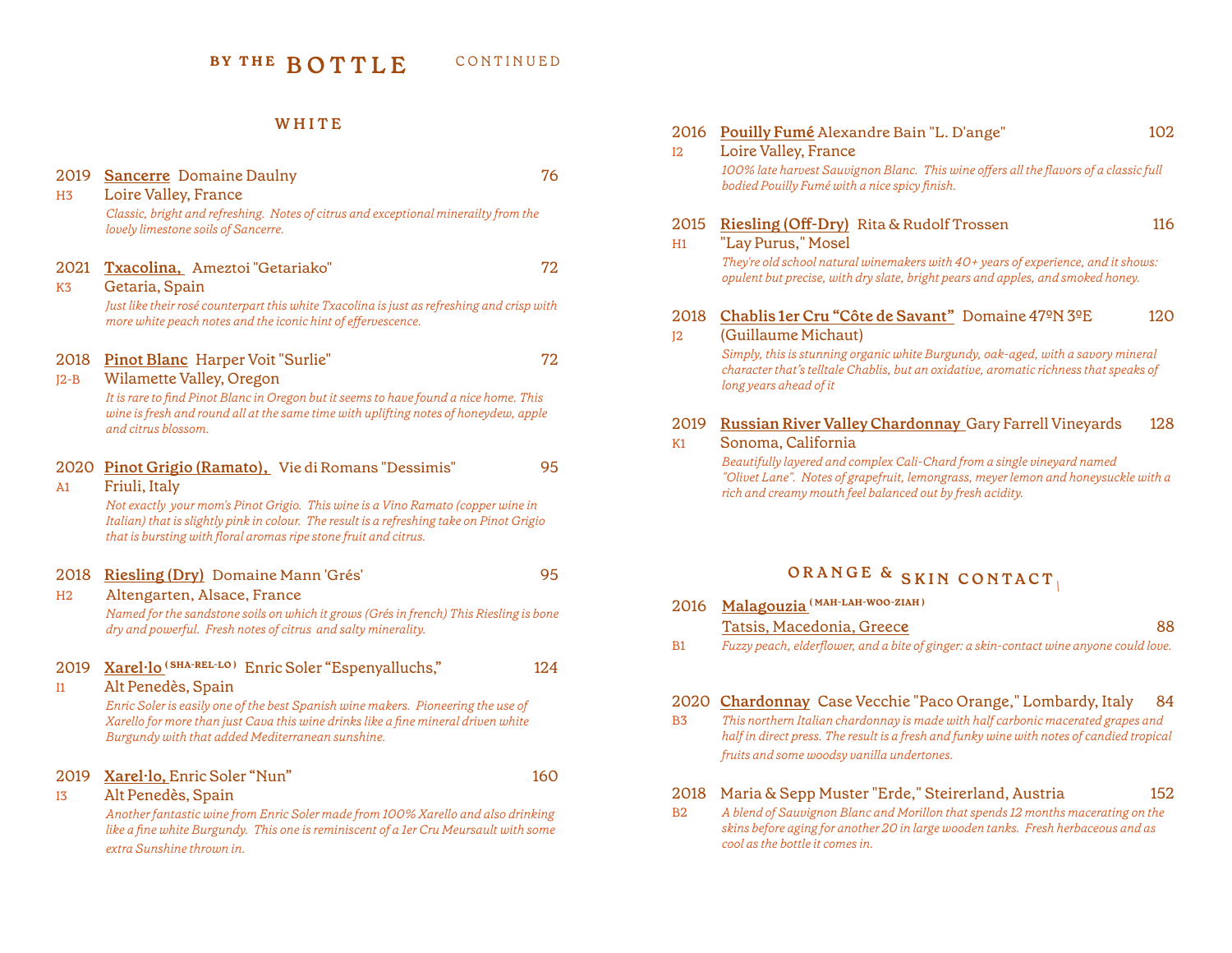# BY THE BOTTLE CONTINUED

## WHITE

2019 **Sancerre** Domaine Daulny — 76
H3 Loire Valley, France
*Classic, bright and refreshing. Notes of citrus and exceptional minerailty from the lovely limestone soils of Sancerre.*

2021 **Txacolina,** Ameztoi "Getariako" — 72
K3 Getaria, Spain
*Just like their rosé counterpart this white Txacolina is just as refreshing and crisp with more white peach notes and the iconic hint of effervescence.*

2018 **Pinot Blanc** Harper Voit "Surlie" — 72
J2-B Wilamette Valley, Oregon
*It is rare to find Pinot Blanc in Oregon but it seems to have found a nice home. This wine is fresh and round all at the same time with uplifting notes of honeydew, apple and citrus blossom.*

2020 **Pinot Grigio (Ramato),** Vie di Romans "Dessimis" — 95
A1 Friuli, Italy
*Not exactly your mom's Pinot Grigio. This wine is a Vino Ramato (copper wine in Italian) that is slightly pink in colour. The result is a refreshing take on Pinot Grigio that is bursting with floral aromas ripe stone fruit and citrus.*

2018 **Riesling (Dry)** Domaine Mann 'Grés' — 95
H2 Altengarten, Alsace, France
*Named for the sandstone soils on which it grows (Grés in french) This Riesling is bone dry and powerful. Fresh notes of citrus and salty minerality.*

2019 **Xarel·lo** (SHA-REL-LO) Enric Soler "Espenyalluchs," — 124
I1 Alt Penedès, Spain
*Enric Soler is easily one of the best Spanish wine makers. Pioneering the use of Xarello for more than just Cava this wine drinks like a fine mineral driven white Burgundy with that added Mediterranean sunshine.*

2019 **Xarel·lo,** Enric Soler "Nun" — 160
I3 Alt Penedès, Spain
*Another fantastic wine from Enric Soler made from 100% Xarello and also drinking like a fine white Burgundy. This one is reminiscent of a 1er Cru Meursault with some extra Sunshine thrown in.*

2016 **Pouilly Fumé** Alexandre Bain "L. D'ange" — 102
I2 Loire Valley, France
*100% late harvest Sauvignon Blanc. This wine offers all the flavors of a classic full bodied Pouilly Fumé with a nice spicy finish.*

2015 **Riesling (Off-Dry)** Rita & Rudolf Trossen — 116
H1 "Lay Purus," Mosel
*They're old school natural winemakers with 40+ years of experience, and it shows: opulent but precise, with dry slate, bright pears and apples, and smoked honey.*

2018 **Chablis 1er Cru "Côte de Savant"** Domaine 47ºN 3ºE (Guillaume Michaut) — 120
J2
*Simply, this is stunning organic white Burgundy, oak-aged, with a savory mineral character that's telltale Chablis, but an oxidative, aromatic richness that speaks of long years ahead of it*

2019 **Russian River Valley Chardonnay** Gary Farrell Vineyards — 128
K1 Sonoma, California
*Beautifully layered and complex Cali-Chard from a single vineyard named "Olivet Lane". Notes of grapefruit, lemongrass, meyer lemon and honeysuckle with a rich and creamy mouth feel balanced out by fresh acidity.*

## ORANGE & SKIN CONTACT

2016 **Malagouzia** (MAH-LAH-WOO-ZIAH) Tatsis, Macedonia, Greece — 88
B1 *Fuzzy peach, elderflower, and a bite of ginger: a skin-contact wine anyone could love.*

2020 **Chardonnay** Case Vecchie "Paco Orange," Lombardy, Italy — 84
B3 *This northern Italian chardonnay is made with half carbonic macerated grapes and half in direct press. The result is a fresh and funky wine with notes of candied tropical fruits and some woodsy vanilla undertones.*

2018 Maria & Sepp Muster "Erde," Steirerland, Austria — 152
B2 *A blend of Sauvignon Blanc and Morillon that spends 12 months macerating on the skins before aging for another 20 in large wooden tanks. Fresh herbaceous and as cool as the bottle it comes in.*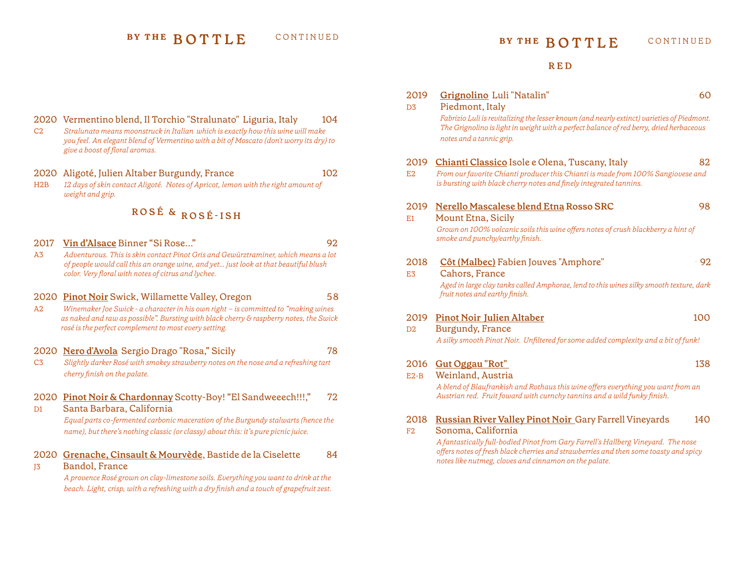## BY THE BOTTLE CONTINUED

2020 Vermentino blend, Il Torchio "Stralunato" Liguria, Italy 104
C2
*Stralunato means moonstruck in Italian which is exactly how this wine will make you feel. An elegant blend of Vermentino with a bit of Moscato (don't worry its dry) to give a boost of floral aromas.*

2020 Aligoté, Julien Altaber Burgundy, France 102
H2B
*12 days of skin contact Aligoté. Notes of Apricot, lemon with the right amount of weight and grip.*

### ROSÉ & ROSÉ-ISH

2017 **Vin d'Alsace** Binner "Si Rose…" 92
A3
*Adventurous. This is skin contact Pinot Gris and Gewürztraminer, which means a lot of people would call this an orange wine, and yet… just look at that beautiful blush color. Very floral with notes of citrus and lychee.*

2020 **Pinot Noir** Swick, Willamette Valley, Oregon 58
A2
*Winemaker Joe Swick - a character in his own right – is committed to "making wines as naked and raw as possible". Bursting with black cherry & raspberry notes, the Swick rosé is the perfect complement to most every setting.*

2020 **Nero d'Avola** Sergio Drago "Rosa," Sicily 78
C3
*Slightly darker Rosé with smokey strawberry notes on the nose and a refreshing tart cherry finish on the palate.*

2020 **Pinot Noir & Chardonnay** Scotty-Boy! "El Sandweeech!!!," 72
D1
Santa Barbara, California
*Equal parts co-fermented carbonic maceration of the Burgundy stalwarts (hence the name), but there's nothing classic (or classy) about this: it's pure picnic juice.*

2020 **Grenache, Cinsault & Mourvède**, Bastide de la Ciselette 84
J3
Bandol, France
*A provence Rosé grown on clay-limestone soils. Everything you want to drink at the beach. Light, crisp, with a refreshing with a dry finish and a touch of grapefruit zest.*

## BY THE BOTTLE CONTINUED

### RED

2019 **Grignolino** Luli "Natalin" 60
D3
Piedmont, Italy
*Fabrizio Luli is revitalizing the lesser known (and nearly extinct) varieties of Piedmont. The Grignolino is light in weight with a perfect balance of red berry, dried herbaceous notes and a tannic grip.*

2019 **Chianti Classico** Isole e Olena, Tuscany, Italy 82
E2
*From our favorite Chianti producer this Chianti is made from 100% Sangiovese and is bursting with black cherry notes and finely integrated tannins.*

2019 **Nerello Mascalese blend Etna Rosso SRC** 98
E1
Mount Etna, Sicily
*Grown on 100% volcanic soils this wine offers notes of crush blackberry a hint of smoke and punchy/earthy finish.*

2018 **Côt (Malbec)** Fabien Jouves "Amphore" 92
E3
Cahors, France
*Aged in large clay tanks called Amphorae, lend to this wines silky smooth texture, dark fruit notes and earthy finish.*

2019 **Pinot Noir Julien Altaber** 100
D2
Burgundy, France
*A silky smooth Pinot Noir. Unfiltered for some added complexity and a bit of funk!*

2016 **Gut Oggau "Rot"** 138
E2-B
Weinland, Austria
*A blend of Blaufrankish and Rothaus this wine offers everything you want from an Austrian red. Fruit foward with curnchy tannins and a wild funky finish.*

2018 **Russian River Valley Pinot Noir** Gary Farrell Vineyards 140
F2
Sonoma, California
*A fantastically full-bodied Pinot from Gary Farrell's Hallberg Vineyard. The nose offers notes of fresh black cherries and strawberries and then some toasty and spicy notes like nutmeg, cloves and cinnamon on the palate.*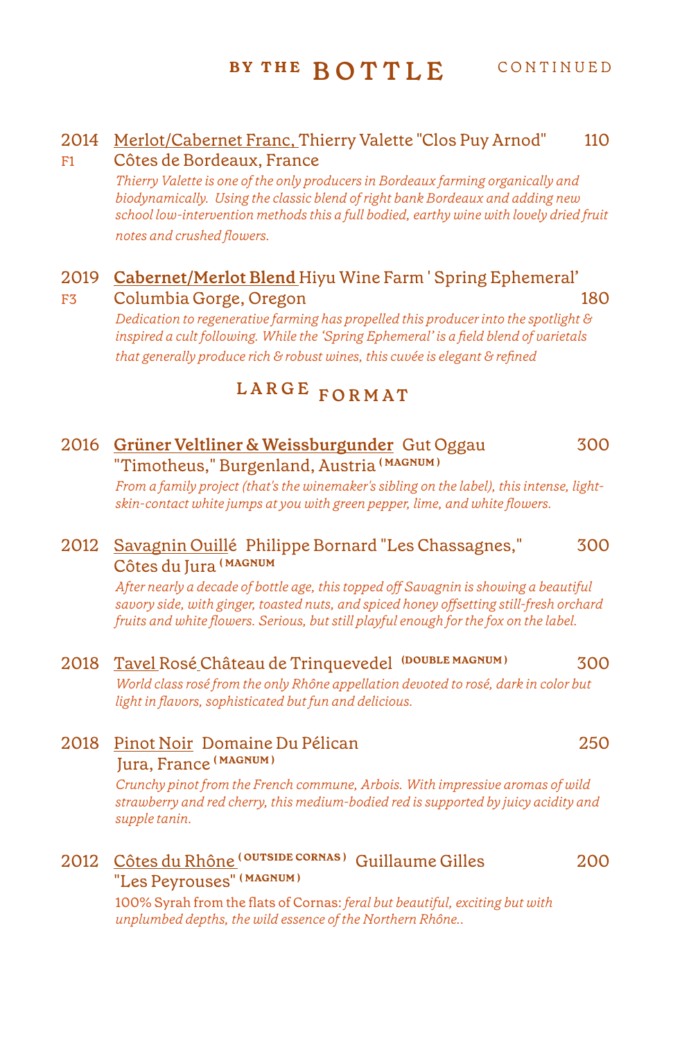# BY THE BOTTLE CONTINUED

2014 Merlot/Cabernet Franc, Thierry Valette "Clos Puy Arnod" 110
F1 Côtes de Bordeaux, France

*Thierry Valette is one of the only producers in Bordeaux farming organically and biodynamically. Using the classic blend of right bank Bordeaux and adding new school low-intervention methods this a full bodied, earthy wine with lovely dried fruit notes and crushed flowers.*

2019 **Cabernet/Merlot Blend** Hiyu Wine Farm ' Spring Ephemeral'
F3 Columbia Gorge, Oregon 180

*Dedication to regenerative farming has propelled this producer into the spotlight & inspired a cult following. While the 'Spring Ephemeral' is a field blend of varietals that generally produce rich & robust wines, this cuvée is elegant & refined*

## LARGE FORMAT

2016 **Grüner Veltliner & Weissburgunder** Gut Oggau 300
"Timotheus," Burgenland, Austria **( MAGNUM )**

*From a family project (that's the winemaker's sibling on the label), this intense, light-skin-contact white jumps at you with green pepper, lime, and white flowers.*

2012 Savagnin Ouillé Philippe Bornard "Les Chassagnes," 300
Côtes du Jura **( MAGNUM**

*After nearly a decade of bottle age, this topped off Savagnin is showing a beautiful savory side, with ginger, toasted nuts, and spiced honey offsetting still-fresh orchard fruits and white flowers. Serious, but still playful enough for the fox on the label.*

2018 Tavel Rosé Château de Trinquevedel **(DOUBLE MAGNUM )** 300

*World class rosé from the only Rhône appellation devoted to rosé, dark in color but light in flavors, sophisticated but fun and delicious.*

2018 Pinot Noir Domaine Du Pélican 250
Jura, France **( MAGNUM )**

*Crunchy pinot from the French commune, Arbois. With impressive aromas of wild strawberry and red cherry, this medium-bodied red is supported by juicy acidity and supple tanin.*

2012 Côtes du Rhône **( OUTSIDE CORNAS )** Guillaume Gilles 200
"Les Peyrouses" **( MAGNUM )**

100% Syrah from the flats of Cornas: *feral but beautiful, exciting but with unplumbed depths, the wild essence of the Northern Rhône..*